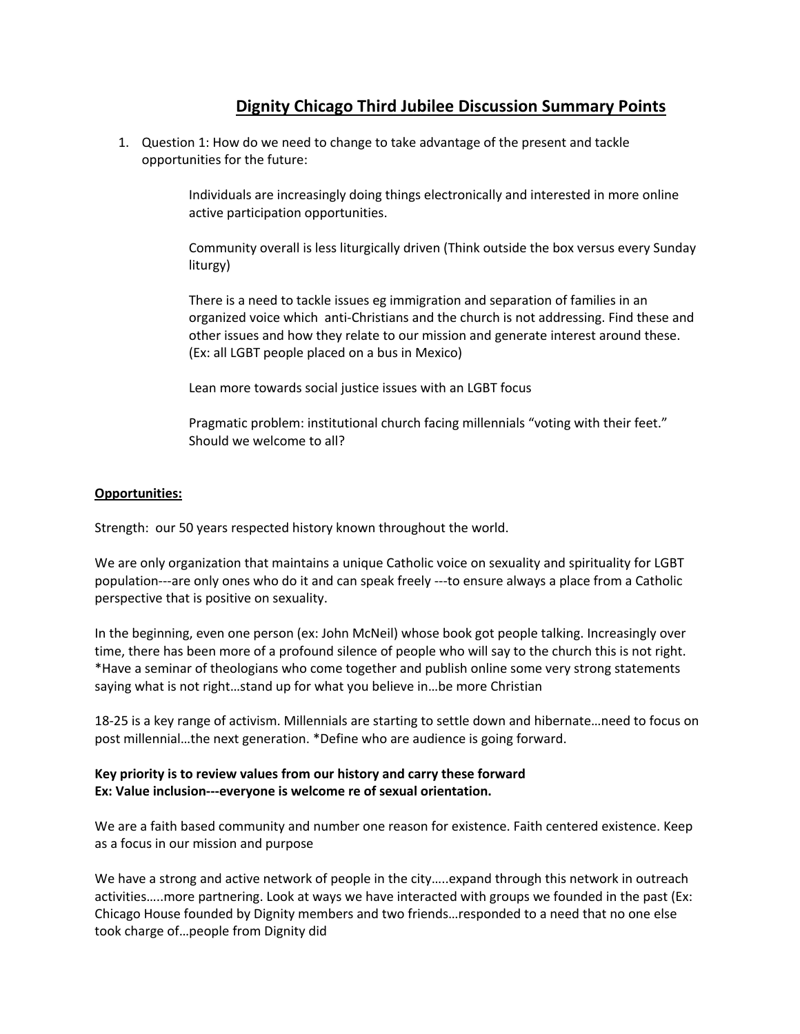## Dignity Chicago Third Jubilee Discussion Summary Points

1. Question 1: How do we need to change to take advantage of the present and tackle opportunities for the future:

   Individuals are increasingly doing things electronically and interested in more online active participation opportunities.

   Community overall is less liturgically driven (Think outside the box versus every Sunday liturgy)

   There is a need to tackle issues eg immigration and separation of families in an organized voice which anti-Christians and the church is not addressing. Find these and other issues and how they relate to our mission and generate interest around these. (Ex: all LGBT people placed on a bus in Mexico)

   Lean more towards social justice issues with an LGBT focus

   Pragmatic problem: institutional church facing millennials "voting with their feet." Should we welcome to all?

**Opportunities:**

Strength: our 50 years respected history known throughout the world.

We are only organization that maintains a unique Catholic voice on sexuality and spirituality for LGBT population---are only ones who do it and can speak freely ---to ensure always a place from a Catholic perspective that is positive on sexuality.

In the beginning, even one person (ex: John McNeil) whose book got people talking. Increasingly over time, there has been more of a profound silence of people who will say to the church this is not right. *Have a seminar of theologians who come together and publish online some very strong statements saying what is not right…stand up for what you believe in…be more Christian

18-25 is a key range of activism. Millennials are starting to settle down and hibernate…need to focus on post millennial…the next generation. *Define who are audience is going forward.

**Key priority is to review values from our history and carry these forward**
**Ex: Value inclusion---everyone is welcome re of sexual orientation.**

We are a faith based community and number one reason for existence. Faith centered existence. Keep as a focus in our mission and purpose

We have a strong and active network of people in the city…..expand through this network in outreach activities…..more partnering. Look at ways we have interacted with groups we founded in the past (Ex: Chicago House founded by Dignity members and two friends…responded to a need that no one else took charge of…people from Dignity did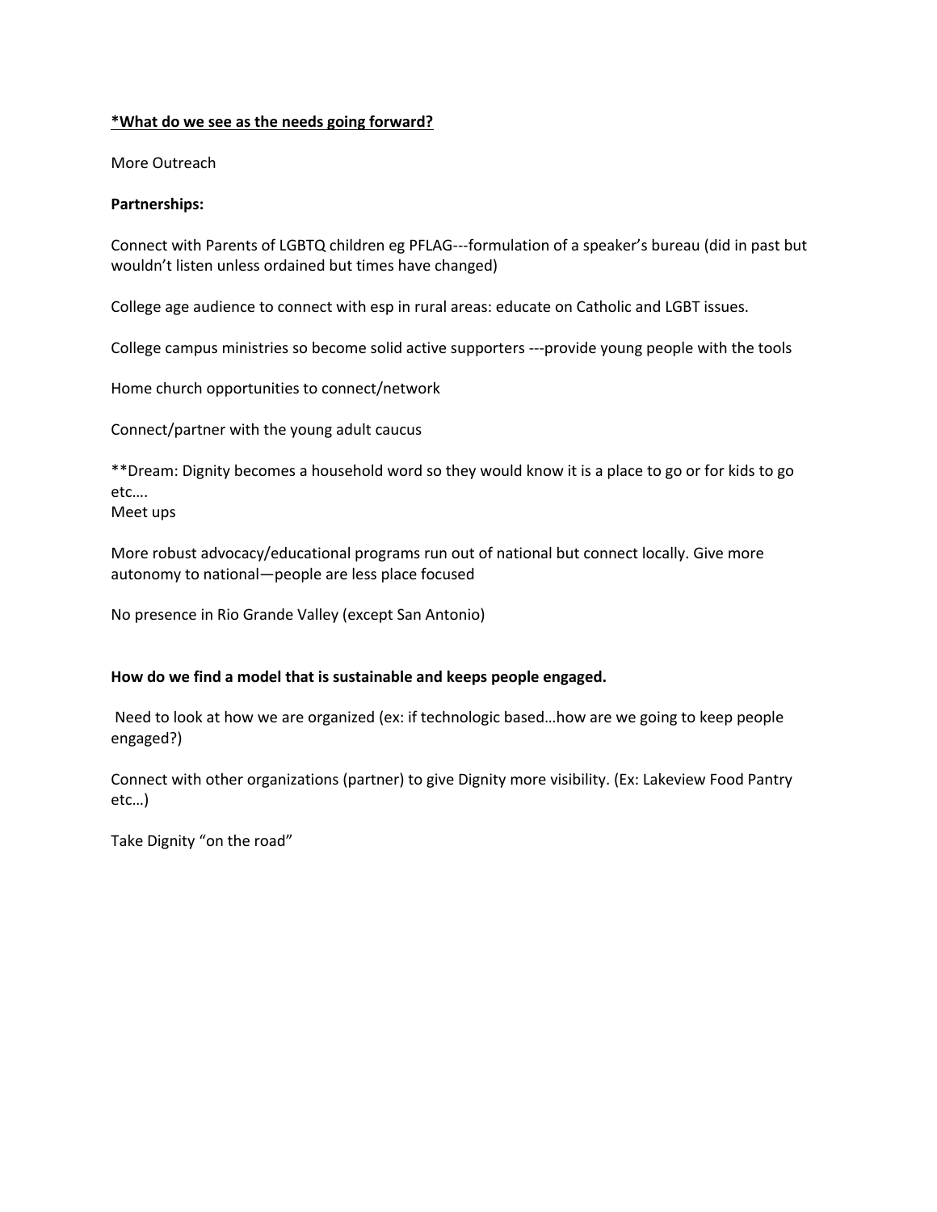**<u>*What do we see as the needs going forward?</u>**

More Outreach

**Partnerships:**

Connect with Parents of LGBTQ children eg PFLAG---formulation of a speaker's bureau (did in past but wouldn't listen unless ordained but times have changed)

College age audience to connect with esp in rural areas: educate on Catholic and LGBT issues.

College campus ministries so become solid active supporters ---provide young people with the tools

Home church opportunities to connect/network

Connect/partner with the young adult caucus

**Dream: Dignity becomes a household word so they would know it is a place to go or for kids to go etc….
Meet ups

More robust advocacy/educational programs run out of national but connect locally. Give more autonomy to national—people are less place focused

No presence in Rio Grande Valley (except San Antonio)

**How do we find a model that is sustainable and keeps people engaged.**

Need to look at how we are organized (ex: if technologic based…how are we going to keep people engaged?)

Connect with other organizations (partner) to give Dignity more visibility. (Ex: Lakeview Food Pantry etc…)

Take Dignity "on the road"